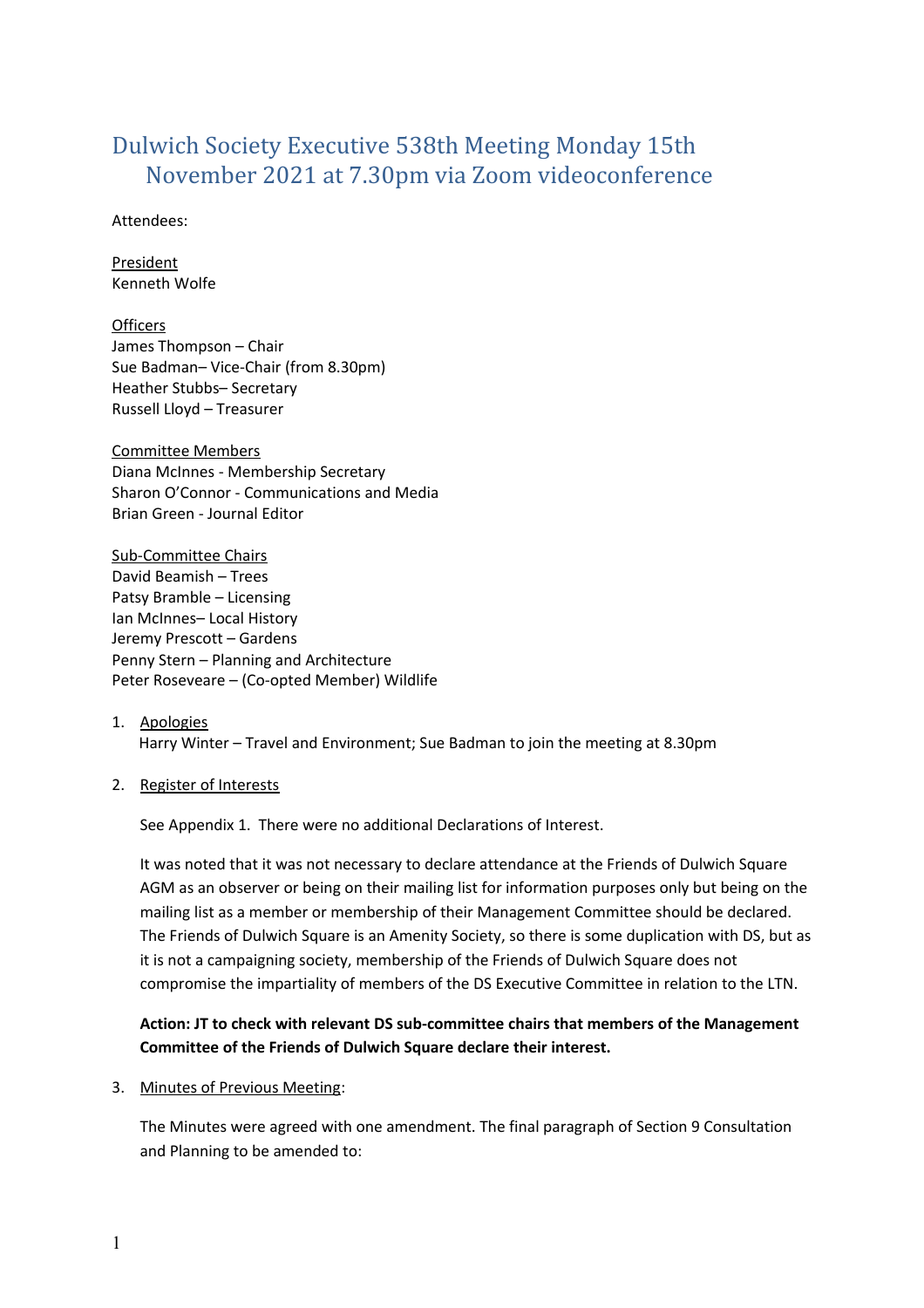# Dulwich Society Executive 538th Meeting Monday 15th November 2021 at 7.30pm via Zoom videoconference

Attendees:

President
Kenneth Wolfe

Officers
James Thompson – Chair
Sue Badman– Vice-Chair (from 8.30pm)
Heather Stubbs– Secretary
Russell Lloyd – Treasurer

Committee Members
Diana McInnes - Membership Secretary
Sharon O'Connor - Communications and Media
Brian Green - Journal Editor

Sub-Committee Chairs
David Beamish – Trees
Patsy Bramble – Licensing
Ian McInnes– Local History
Jeremy Prescott – Gardens
Penny Stern – Planning and Architecture
Peter Roseveare – (Co-opted Member) Wildlife

1. Apologies
   Harry Winter – Travel and Environment; Sue Badman to join the meeting at 8.30pm

2. Register of Interests

   See Appendix 1. There were no additional Declarations of Interest.

   It was noted that it was not necessary to declare attendance at the Friends of Dulwich Square AGM as an observer or being on their mailing list for information purposes only but being on the mailing list as a member or membership of their Management Committee should be declared. The Friends of Dulwich Square is an Amenity Society, so there is some duplication with DS, but as it is not a campaigning society, membership of the Friends of Dulwich Square does not compromise the impartiality of members of the DS Executive Committee in relation to the LTN.

   **Action: JT to check with relevant DS sub-committee chairs that members of the Management Committee of the Friends of Dulwich Square declare their interest.**

3. Minutes of Previous Meeting:

   The Minutes were agreed with one amendment. The final paragraph of Section 9 Consultation and Planning to be amended to: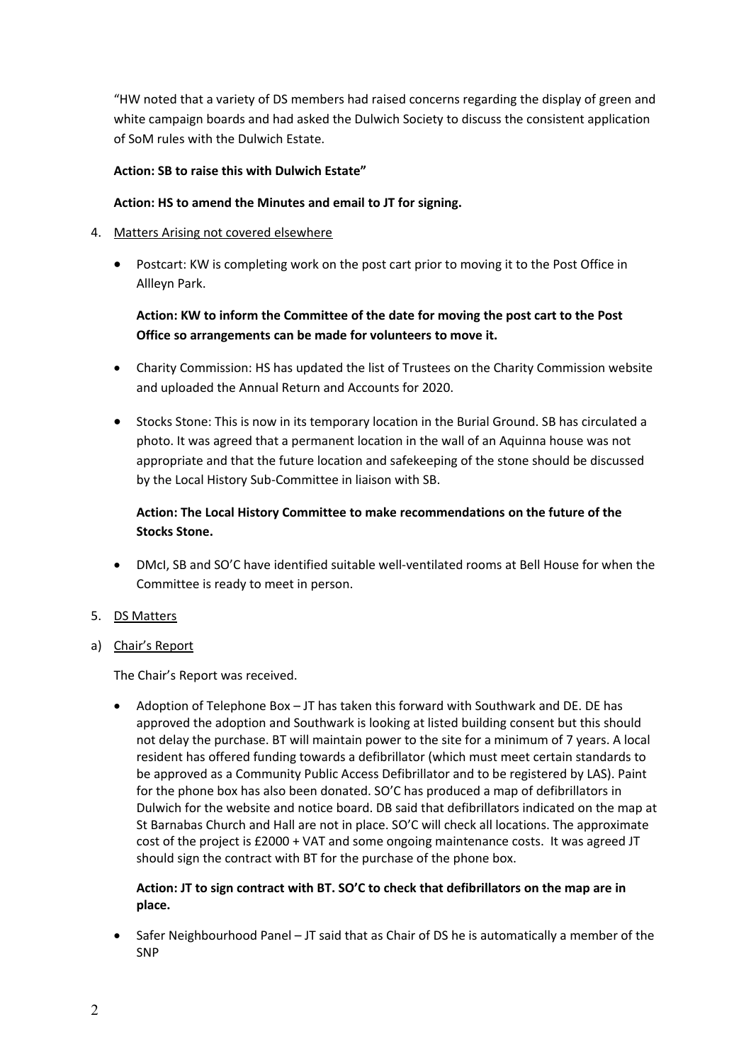"HW noted that a variety of DS members had raised concerns regarding the display of green and white campaign boards and had asked the Dulwich Society to discuss the consistent application of SoM rules with the Dulwich Estate.

**Action: SB to raise this with Dulwich Estate"**

**Action: HS to amend the Minutes and email to JT for signing.**

4. Matters Arising not covered elsewhere

- Postcart: KW is completing work on the post cart prior to moving it to the Post Office in Allleyn Park.

  **Action: KW to inform the Committee of the date for moving the post cart to the Post Office so arrangements can be made for volunteers to move it.**

- Charity Commission: HS has updated the list of Trustees on the Charity Commission website and uploaded the Annual Return and Accounts for 2020.

- Stocks Stone: This is now in its temporary location in the Burial Ground. SB has circulated a photo. It was agreed that a permanent location in the wall of an Aquinna house was not appropriate and that the future location and safekeeping of the stone should be discussed by the Local History Sub-Committee in liaison with SB.

  **Action: The Local History Committee to make recommendations on the future of the Stocks Stone.**

- DMcI, SB and SO'C have identified suitable well-ventilated rooms at Bell House for when the Committee is ready to meet in person.

5. DS Matters

a) Chair's Report

The Chair's Report was received.

- Adoption of Telephone Box – JT has taken this forward with Southwark and DE. DE has approved the adoption and Southwark is looking at listed building consent but this should not delay the purchase. BT will maintain power to the site for a minimum of 7 years. A local resident has offered funding towards a defibrillator (which must meet certain standards to be approved as a Community Public Access Defibrillator and to be registered by LAS). Paint for the phone box has also been donated. SO'C has produced a map of defibrillators in Dulwich for the website and notice board. DB said that defibrillators indicated on the map at St Barnabas Church and Hall are not in place. SO'C will check all locations. The approximate cost of the project is £2000 + VAT and some ongoing maintenance costs. It was agreed JT should sign the contract with BT for the purchase of the phone box.

  **Action: JT to sign contract with BT. SO'C to check that defibrillators on the map are in place.**

- Safer Neighbourhood Panel – JT said that as Chair of DS he is automatically a member of the SNP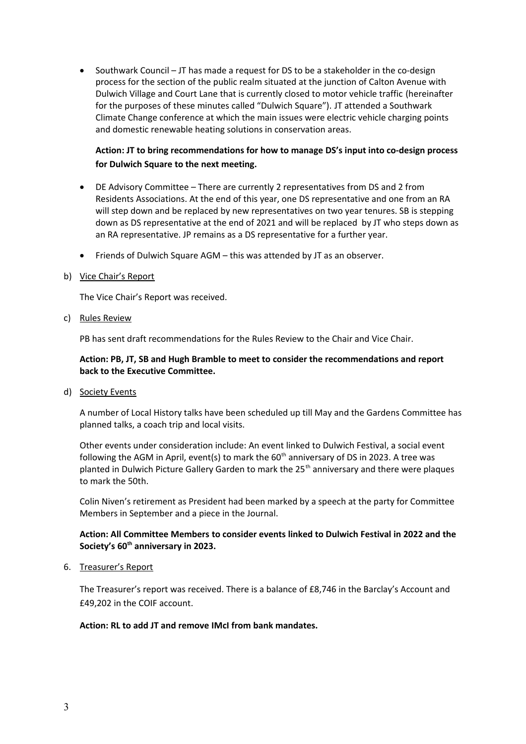- Southwark Council – JT has made a request for DS to be a stakeholder in the co-design process for the section of the public realm situated at the junction of Calton Avenue with Dulwich Village and Court Lane that is currently closed to motor vehicle traffic (hereinafter for the purposes of these minutes called "Dulwich Square"). JT attended a Southwark Climate Change conference at which the main issues were electric vehicle charging points and domestic renewable heating solutions in conservation areas.

  **Action: JT to bring recommendations for how to manage DS's input into co-design process for Dulwich Square to the next meeting.**

- DE Advisory Committee – There are currently 2 representatives from DS and 2 from Residents Associations. At the end of this year, one DS representative and one from an RA will step down and be replaced by new representatives on two year tenures. SB is stepping down as DS representative at the end of 2021 and will be replaced by JT who steps down as an RA representative. JP remains as a DS representative for a further year.

- Friends of Dulwich Square AGM – this was attended by JT as an observer.

b) Vice Chair's Report

The Vice Chair's Report was received.

c) Rules Review

PB has sent draft recommendations for the Rules Review to the Chair and Vice Chair.

**Action: PB, JT, SB and Hugh Bramble to meet to consider the recommendations and report back to the Executive Committee.**

d) Society Events

A number of Local History talks have been scheduled up till May and the Gardens Committee has planned talks, a coach trip and local visits.

Other events under consideration include: An event linked to Dulwich Festival, a social event following the AGM in April, event(s) to mark the 60th anniversary of DS in 2023. A tree was planted in Dulwich Picture Gallery Garden to mark the 25th anniversary and there were plaques to mark the 50th.

Colin Niven's retirement as President had been marked by a speech at the party for Committee Members in September and a piece in the Journal.

**Action: All Committee Members to consider events linked to Dulwich Festival in 2022 and the Society's 60th anniversary in 2023.**

6. Treasurer's Report

The Treasurer's report was received. There is a balance of £8,746 in the Barclay's Account and £49,202 in the COIF account.

**Action: RL to add JT and remove IMcI from bank mandates.**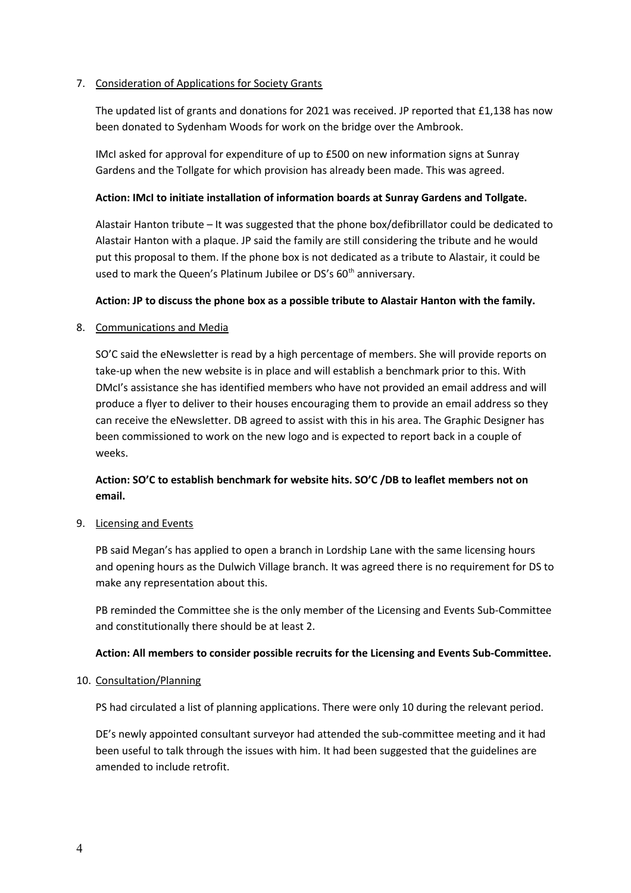7. Consideration of Applications for Society Grants

   The updated list of grants and donations for 2021 was received. JP reported that £1,138 has now been donated to Sydenham Woods for work on the bridge over the Ambrook.

   IMcI asked for approval for expenditure of up to £500 on new information signs at Sunray Gardens and the Tollgate for which provision has already been made. This was agreed.

   **Action: IMcI to initiate installation of information boards at Sunray Gardens and Tollgate.**

   Alastair Hanton tribute – It was suggested that the phone box/defibrillator could be dedicated to Alastair Hanton with a plaque. JP said the family are still considering the tribute and he would put this proposal to them. If the phone box is not dedicated as a tribute to Alastair, it could be used to mark the Queen's Platinum Jubilee or DS's 60th anniversary.

   **Action: JP to discuss the phone box as a possible tribute to Alastair Hanton with the family.**

8. Communications and Media

   SO'C said the eNewsletter is read by a high percentage of members. She will provide reports on take-up when the new website is in place and will establish a benchmark prior to this. With DMcI's assistance she has identified members who have not provided an email address and will produce a flyer to deliver to their houses encouraging them to provide an email address so they can receive the eNewsletter. DB agreed to assist with this in his area. The Graphic Designer has been commissioned to work on the new logo and is expected to report back in a couple of weeks.

   **Action: SO'C to establish benchmark for website hits. SO'C /DB to leaflet members not on email.**

9. Licensing and Events

   PB said Megan's has applied to open a branch in Lordship Lane with the same licensing hours and opening hours as the Dulwich Village branch. It was agreed there is no requirement for DS to make any representation about this.

   PB reminded the Committee she is the only member of the Licensing and Events Sub-Committee and constitutionally there should be at least 2.

   **Action: All members to consider possible recruits for the Licensing and Events Sub-Committee.**

10. Consultation/Planning

    PS had circulated a list of planning applications. There were only 10 during the relevant period.

    DE's newly appointed consultant surveyor had attended the sub-committee meeting and it had been useful to talk through the issues with him. It had been suggested that the guidelines are amended to include retrofit.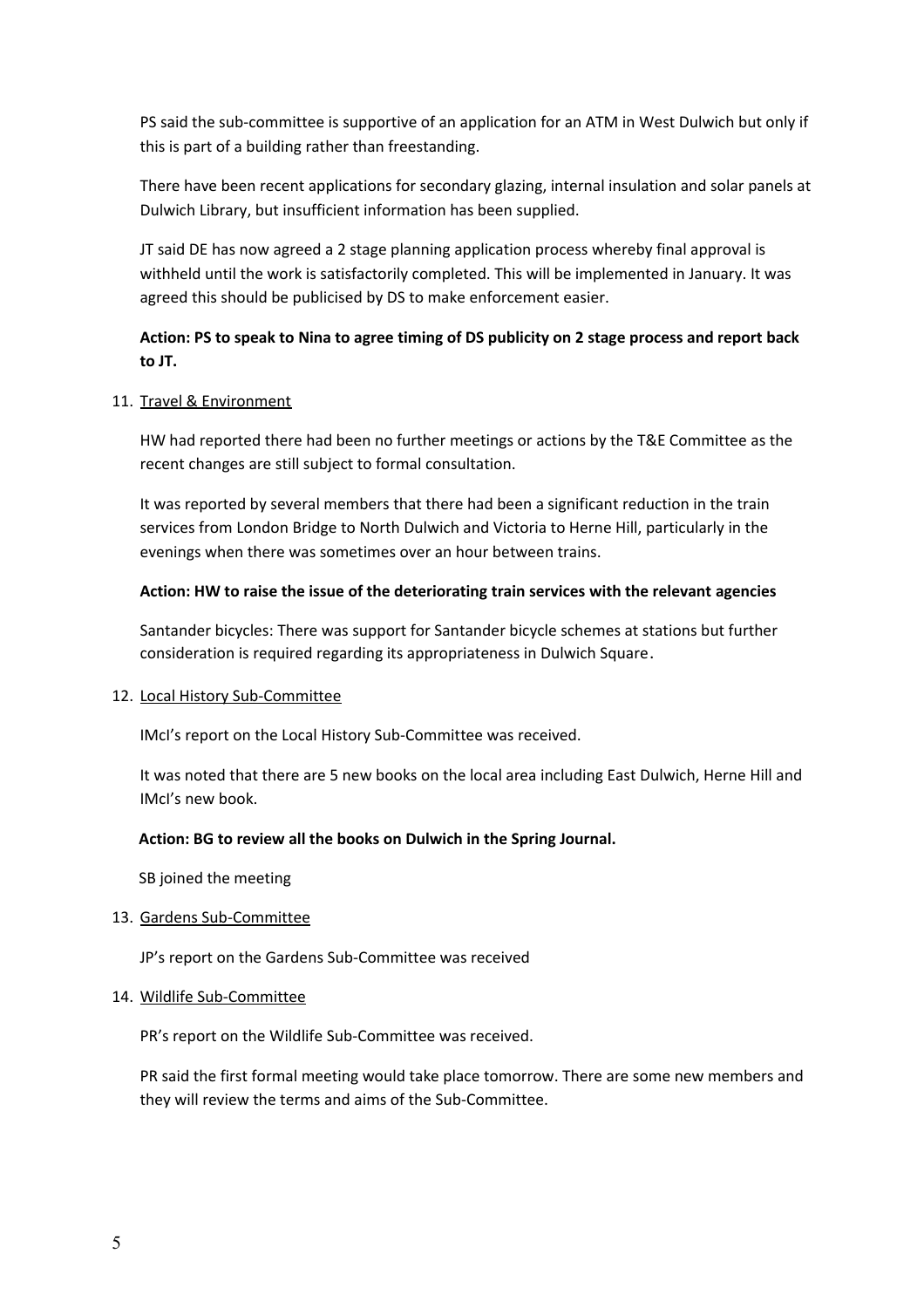PS said the sub-committee is supportive of an application for an ATM in West Dulwich but only if this is part of a building rather than freestanding.

There have been recent applications for secondary glazing, internal insulation and solar panels at Dulwich Library, but insufficient information has been supplied.

JT said DE has now agreed a 2 stage planning application process whereby final approval is withheld until the work is satisfactorily completed. This will be implemented in January. It was agreed this should be publicised by DS to make enforcement easier.

**Action: PS to speak to Nina to agree timing of DS publicity on 2 stage process and report back to JT.**

11. <u>Travel & Environment</u>

HW had reported there had been no further meetings or actions by the T&E Committee as the recent changes are still subject to formal consultation.

It was reported by several members that there had been a significant reduction in the train services from London Bridge to North Dulwich and Victoria to Herne Hill, particularly in the evenings when there was sometimes over an hour between trains.

**Action: HW to raise the issue of the deteriorating train services with the relevant agencies**

Santander bicycles: There was support for Santander bicycle schemes at stations but further consideration is required regarding its appropriateness in Dulwich Square.

12. <u>Local History Sub-Committee</u>

IMcI's report on the Local History Sub-Committee was received.

It was noted that there are 5 new books on the local area including East Dulwich, Herne Hill and IMcI's new book.

**Action: BG to review all the books on Dulwich in the Spring Journal.**

SB joined the meeting

13. <u>Gardens Sub-Committee</u>

JP's report on the Gardens Sub-Committee was received

14. <u>Wildlife Sub-Committee</u>

PR's report on the Wildlife Sub-Committee was received.

PR said the first formal meeting would take place tomorrow. There are some new members and they will review the terms and aims of the Sub-Committee.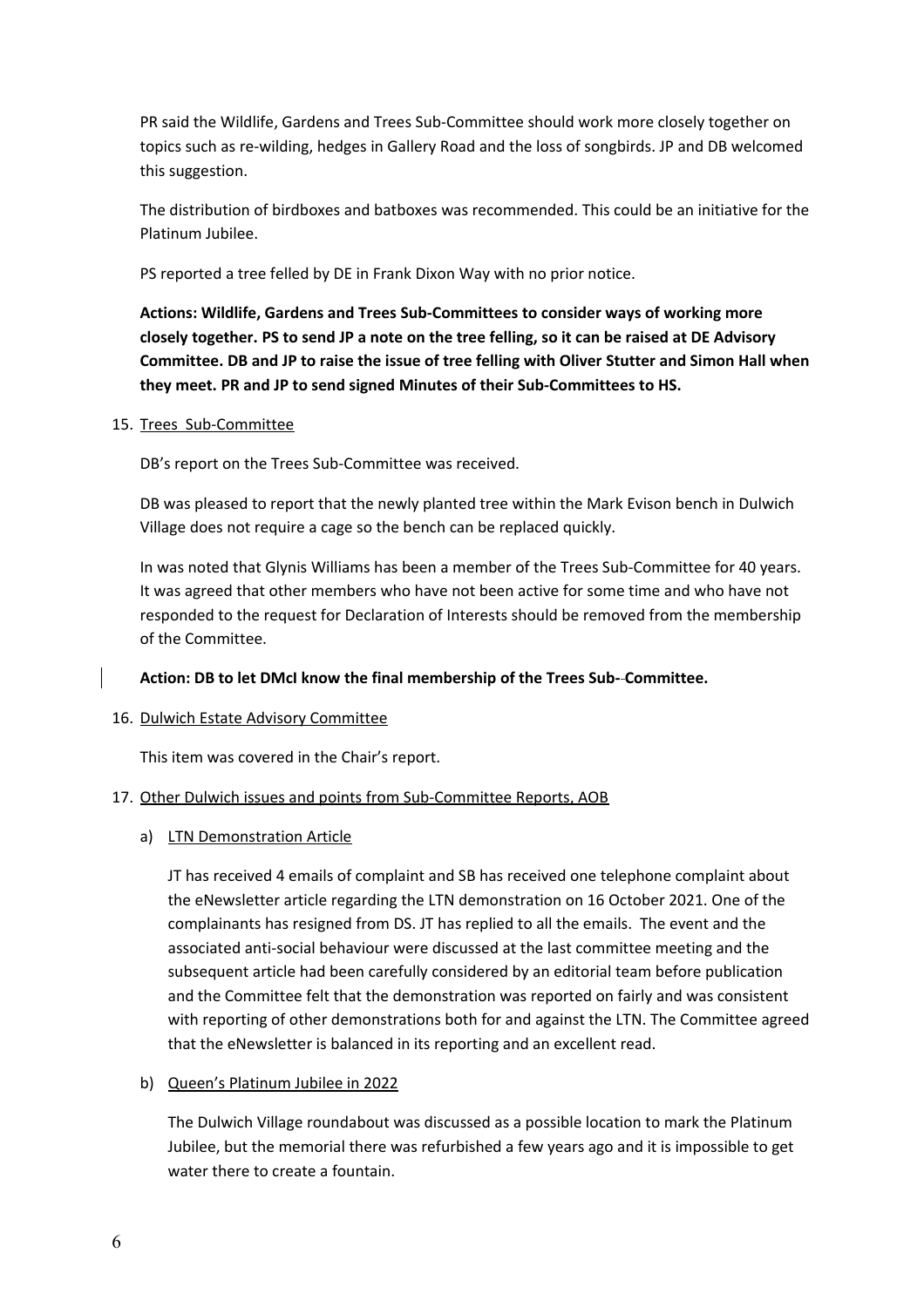PR said the Wildlife, Gardens and Trees Sub-Committee should work more closely together on topics such as re-wilding, hedges in Gallery Road and the loss of songbirds. JP and DB welcomed this suggestion.

The distribution of birdboxes and batboxes was recommended. This could be an initiative for the Platinum Jubilee.

PS reported a tree felled by DE in Frank Dixon Way with no prior notice.

**Actions: Wildlife, Gardens and Trees Sub-Committees to consider ways of working more closely together. PS to send JP a note on the tree felling, so it can be raised at DE Advisory Committee. DB and JP to raise the issue of tree felling with Oliver Stutter and Simon Hall when they meet. PR and JP to send signed Minutes of their Sub-Committees to HS.**

15. <u>Trees Sub-Committee</u>

DB's report on the Trees Sub-Committee was received.

DB was pleased to report that the newly planted tree within the Mark Evison bench in Dulwich Village does not require a cage so the bench can be replaced quickly.

In was noted that Glynis Williams has been a member of the Trees Sub-Committee for 40 years. It was agreed that other members who have not been active for some time and who have not responded to the request for Declaration of Interests should be removed from the membership of the Committee.

**Action: DB to let DMcI know the final membership of the Trees Sub-Committee.**

16. <u>Dulwich Estate Advisory Committee</u>

This item was covered in the Chair's report.

17. <u>Other Dulwich issues and points from Sub-Committee Reports, AOB</u>

a) <u>LTN Demonstration Article</u>

JT has received 4 emails of complaint and SB has received one telephone complaint about the eNewsletter article regarding the LTN demonstration on 16 October 2021. One of the complainants has resigned from DS. JT has replied to all the emails. The event and the associated anti-social behaviour were discussed at the last committee meeting and the subsequent article had been carefully considered by an editorial team before publication and the Committee felt that the demonstration was reported on fairly and was consistent with reporting of other demonstrations both for and against the LTN. The Committee agreed that the eNewsletter is balanced in its reporting and an excellent read.

b) <u>Queen's Platinum Jubilee in 2022</u>

The Dulwich Village roundabout was discussed as a possible location to mark the Platinum Jubilee, but the memorial there was refurbished a few years ago and it is impossible to get water there to create a fountain.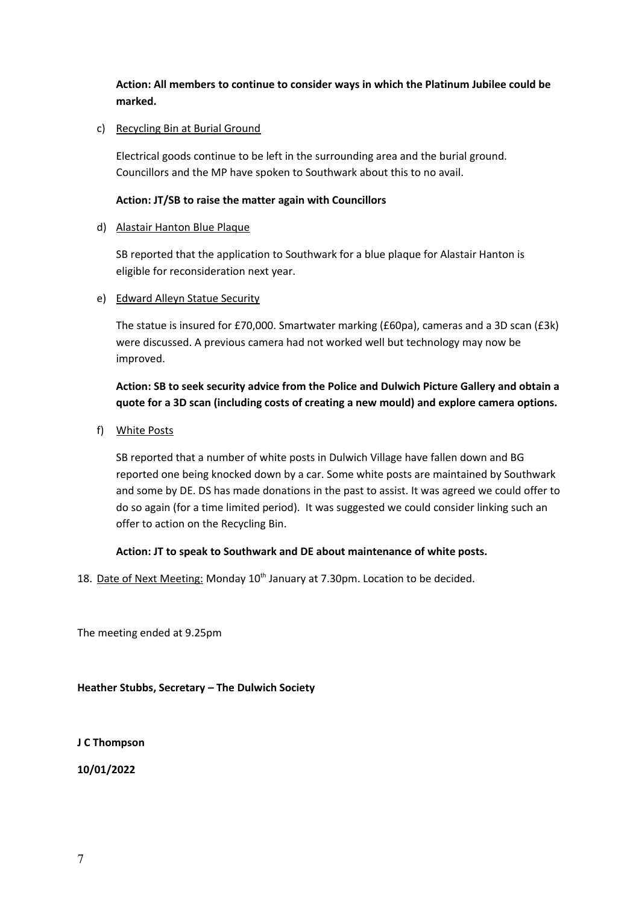**Action: All members to continue to consider ways in which the Platinum Jubilee could be marked.**

c) Recycling Bin at Burial Ground

Electrical goods continue to be left in the surrounding area and the burial ground. Councillors and the MP have spoken to Southwark about this to no avail.

**Action: JT/SB to raise the matter again with Councillors**

d) Alastair Hanton Blue Plaque

SB reported that the application to Southwark for a blue plaque for Alastair Hanton is eligible for reconsideration next year.

e) Edward Alleyn Statue Security

The statue is insured for £70,000. Smartwater marking (£60pa), cameras and a 3D scan (£3k) were discussed. A previous camera had not worked well but technology may now be improved.

**Action: SB to seek security advice from the Police and Dulwich Picture Gallery and obtain a quote for a 3D scan (including costs of creating a new mould) and explore camera options.**

f) White Posts

SB reported that a number of white posts in Dulwich Village have fallen down and BG reported one being knocked down by a car. Some white posts are maintained by Southwark and some by DE. DS has made donations in the past to assist. It was agreed we could offer to do so again (for a time limited period). It was suggested we could consider linking such an offer to action on the Recycling Bin.

**Action: JT to speak to Southwark and DE about maintenance of white posts.**

18. Date of Next Meeting: Monday 10th January at 7.30pm. Location to be decided.

The meeting ended at 9.25pm

**Heather Stubbs, Secretary – The Dulwich Society**

**J C Thompson**

**10/01/2022**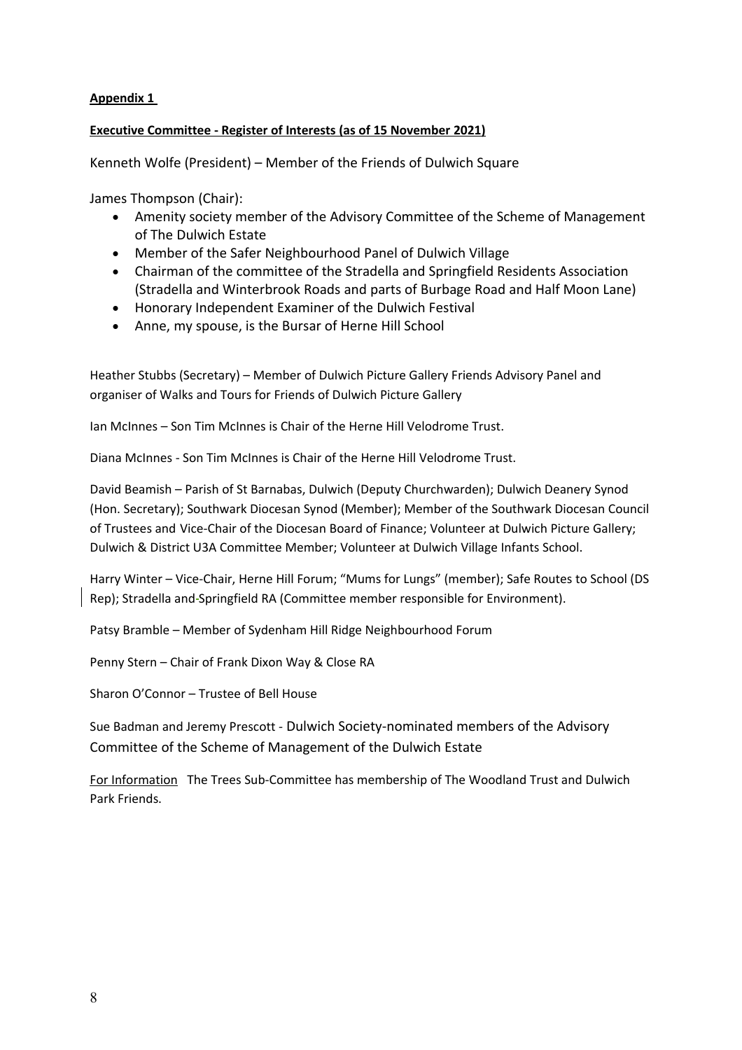**Appendix 1**

**Executive Committee - Register of Interests (as of 15 November 2021)**

Kenneth Wolfe (President) – Member of the Friends of Dulwich Square

James Thompson (Chair):

- Amenity society member of the Advisory Committee of the Scheme of Management of The Dulwich Estate
- Member of the Safer Neighbourhood Panel of Dulwich Village
- Chairman of the committee of the Stradella and Springfield Residents Association (Stradella and Winterbrook Roads and parts of Burbage Road and Half Moon Lane)
- Honorary Independent Examiner of the Dulwich Festival
- Anne, my spouse, is the Bursar of Herne Hill School

Heather Stubbs (Secretary) – Member of Dulwich Picture Gallery Friends Advisory Panel and organiser of Walks and Tours for Friends of Dulwich Picture Gallery

Ian McInnes – Son Tim McInnes is Chair of the Herne Hill Velodrome Trust.

Diana McInnes - Son Tim McInnes is Chair of the Herne Hill Velodrome Trust.

David Beamish – Parish of St Barnabas, Dulwich (Deputy Churchwarden); Dulwich Deanery Synod (Hon. Secretary); Southwark Diocesan Synod (Member); Member of the Southwark Diocesan Council of Trustees and Vice-Chair of the Diocesan Board of Finance; Volunteer at Dulwich Picture Gallery; Dulwich & District U3A Committee Member; Volunteer at Dulwich Village Infants School.

Harry Winter – Vice-Chair, Herne Hill Forum; "Mums for Lungs" (member); Safe Routes to School (DS Rep); Stradella and Springfield RA (Committee member responsible for Environment).

Patsy Bramble – Member of Sydenham Hill Ridge Neighbourhood Forum

Penny Stern – Chair of Frank Dixon Way & Close RA

Sharon O'Connor – Trustee of Bell House

Sue Badman and Jeremy Prescott - Dulwich Society-nominated members of the Advisory Committee of the Scheme of Management of the Dulwich Estate

For Information The Trees Sub-Committee has membership of The Woodland Trust and Dulwich Park Friends.